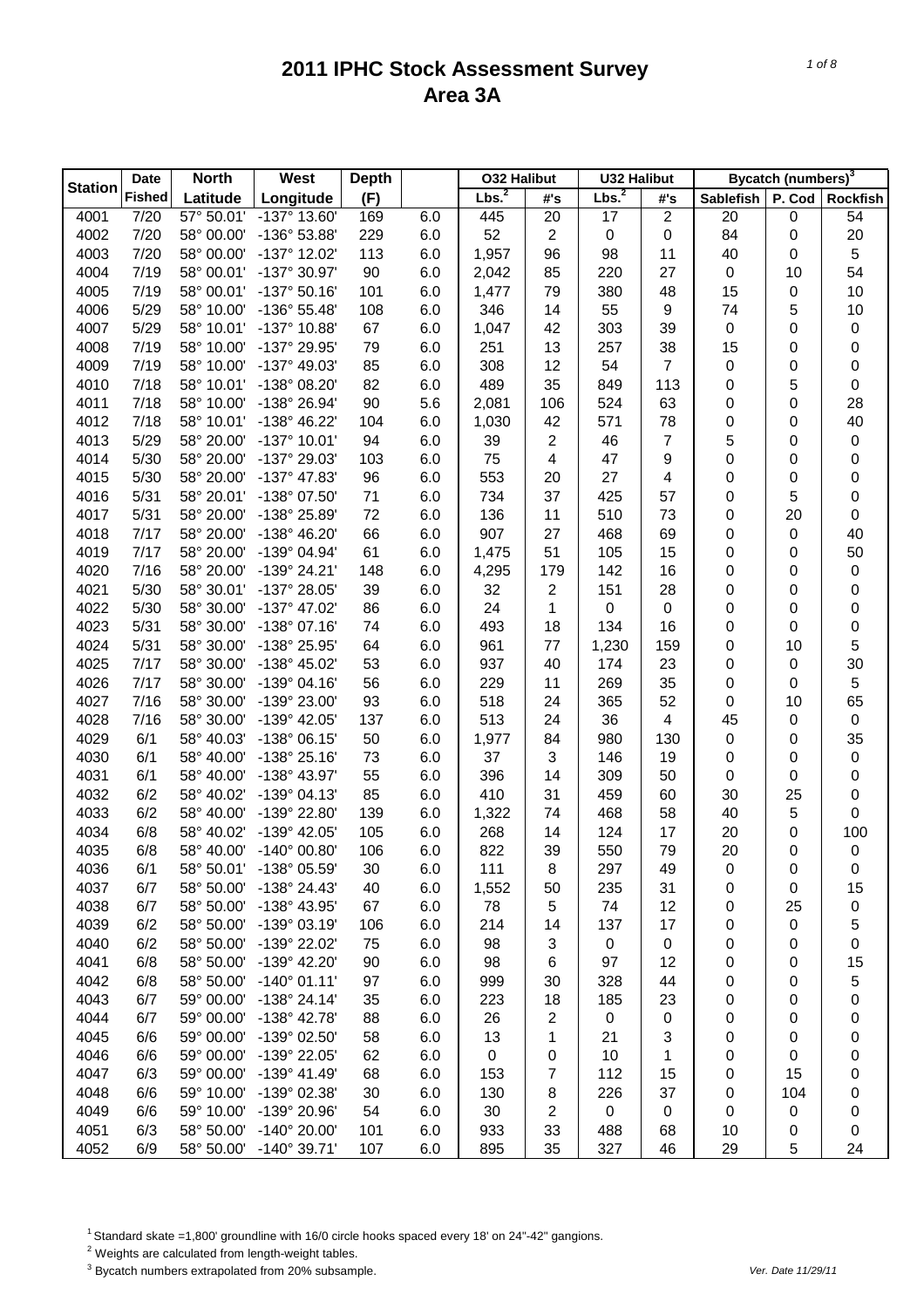# 2011 IPHC Stock Assessment Survey
## Area 3A

| Station | Date Fished | North Latitude | West Longitude | Depth (F) | | O32 Halibut Lbs.[2] | O32 Halibut #'s | U32 Halibut Lbs.[2] | U32 Halibut #'s | Bycatch (numbers)[3] Sablefish | P. Cod | Rockfish |
|---|---|---|---|---|---|---|---|---|---|---|---|---|
| 4001 | 7/20 | 57° 50.01' | -137° 13.60' | 169 | 6.0 | 445 | 20 | 17 | 2 | 20 | 0 | 54 |
| 4002 | 7/20 | 58° 00.00' | -136° 53.88' | 229 | 6.0 | 52 | 2 | 0 | 0 | 84 | 0 | 20 |
| 4003 | 7/20 | 58° 00.00' | -137° 12.02' | 113 | 6.0 | 1,957 | 96 | 98 | 11 | 40 | 0 | 5 |
| 4004 | 7/19 | 58° 00.01' | -137° 30.97' | 90 | 6.0 | 2,042 | 85 | 220 | 27 | 0 | 10 | 54 |
| 4005 | 7/19 | 58° 00.01' | -137° 50.16' | 101 | 6.0 | 1,477 | 79 | 380 | 48 | 15 | 0 | 10 |
| 4006 | 5/29 | 58° 10.00' | -136° 55.48' | 108 | 6.0 | 346 | 14 | 55 | 9 | 74 | 5 | 10 |
| 4007 | 5/29 | 58° 10.01' | -137° 10.88' | 67 | 6.0 | 1,047 | 42 | 303 | 39 | 0 | 0 | 0 |
| 4008 | 7/19 | 58° 10.00' | -137° 29.95' | 79 | 6.0 | 251 | 13 | 257 | 38 | 15 | 0 | 0 |
| 4009 | 7/19 | 58° 10.00' | -137° 49.03' | 85 | 6.0 | 308 | 12 | 54 | 7 | 0 | 0 | 0 |
| 4010 | 7/18 | 58° 10.01' | -138° 08.20' | 82 | 6.0 | 489 | 35 | 849 | 113 | 0 | 5 | 0 |
| 4011 | 7/18 | 58° 10.00' | -138° 26.94' | 90 | 5.6 | 2,081 | 106 | 524 | 63 | 0 | 0 | 28 |
| 4012 | 7/18 | 58° 10.01' | -138° 46.22' | 104 | 6.0 | 1,030 | 42 | 571 | 78 | 0 | 0 | 40 |
| 4013 | 5/29 | 58° 20.00' | -137° 10.01' | 94 | 6.0 | 39 | 2 | 46 | 7 | 5 | 0 | 0 |
| 4014 | 5/30 | 58° 20.00' | -137° 29.03' | 103 | 6.0 | 75 | 4 | 47 | 9 | 0 | 0 | 0 |
| 4015 | 5/30 | 58° 20.00' | -137° 47.83' | 96 | 6.0 | 553 | 20 | 27 | 4 | 0 | 0 | 0 |
| 4016 | 5/31 | 58° 20.01' | -138° 07.50' | 71 | 6.0 | 734 | 37 | 425 | 57 | 0 | 5 | 0 |
| 4017 | 5/31 | 58° 20.00' | -138° 25.89' | 72 | 6.0 | 136 | 11 | 510 | 73 | 0 | 20 | 0 |
| 4018 | 7/17 | 58° 20.00' | -138° 46.20' | 66 | 6.0 | 907 | 27 | 468 | 69 | 0 | 0 | 40 |
| 4019 | 7/17 | 58° 20.00' | -139° 04.94' | 61 | 6.0 | 1,475 | 51 | 105 | 15 | 0 | 0 | 50 |
| 4020 | 7/16 | 58° 20.00' | -139° 24.21' | 148 | 6.0 | 4,295 | 179 | 142 | 16 | 0 | 0 | 0 |
| 4021 | 5/30 | 58° 30.01' | -137° 28.05' | 39 | 6.0 | 32 | 2 | 151 | 28 | 0 | 0 | 0 |
| 4022 | 5/30 | 58° 30.00' | -137° 47.02' | 86 | 6.0 | 24 | 1 | 0 | 0 | 0 | 0 | 0 |
| 4023 | 5/31 | 58° 30.00' | -138° 07.16' | 74 | 6.0 | 493 | 18 | 134 | 16 | 0 | 0 | 0 |
| 4024 | 5/31 | 58° 30.00' | -138° 25.95' | 64 | 6.0 | 961 | 77 | 1,230 | 159 | 0 | 10 | 5 |
| 4025 | 7/17 | 58° 30.00' | -138° 45.02' | 53 | 6.0 | 937 | 40 | 174 | 23 | 0 | 0 | 30 |
| 4026 | 7/17 | 58° 30.00' | -139° 04.16' | 56 | 6.0 | 229 | 11 | 269 | 35 | 0 | 0 | 5 |
| 4027 | 7/16 | 58° 30.00' | -139° 23.00' | 93 | 6.0 | 518 | 24 | 365 | 52 | 0 | 10 | 65 |
| 4028 | 7/16 | 58° 30.00' | -139° 42.05' | 137 | 6.0 | 513 | 24 | 36 | 4 | 45 | 0 | 0 |
| 4029 | 6/1 | 58° 40.03' | -138° 06.15' | 50 | 6.0 | 1,977 | 84 | 980 | 130 | 0 | 0 | 35 |
| 4030 | 6/1 | 58° 40.00' | -138° 25.16' | 73 | 6.0 | 37 | 3 | 146 | 19 | 0 | 0 | 0 |
| 4031 | 6/1 | 58° 40.00' | -138° 43.97' | 55 | 6.0 | 396 | 14 | 309 | 50 | 0 | 0 | 0 |
| 4032 | 6/2 | 58° 40.02' | -139° 04.13' | 85 | 6.0 | 410 | 31 | 459 | 60 | 30 | 25 | 0 |
| 4033 | 6/2 | 58° 40.00' | -139° 22.80' | 139 | 6.0 | 1,322 | 74 | 468 | 58 | 40 | 5 | 0 |
| 4034 | 6/8 | 58° 40.02' | -139° 42.05' | 105 | 6.0 | 268 | 14 | 124 | 17 | 20 | 0 | 100 |
| 4035 | 6/8 | 58° 40.00' | -140° 00.80' | 106 | 6.0 | 822 | 39 | 550 | 79 | 20 | 0 | 0 |
| 4036 | 6/1 | 58° 50.01' | -138° 05.59' | 30 | 6.0 | 111 | 8 | 297 | 49 | 0 | 0 | 0 |
| 4037 | 6/7 | 58° 50.00' | -138° 24.43' | 40 | 6.0 | 1,552 | 50 | 235 | 31 | 0 | 0 | 15 |
| 4038 | 6/7 | 58° 50.00' | -138° 43.95' | 67 | 6.0 | 78 | 5 | 74 | 12 | 0 | 25 | 0 |
| 4039 | 6/2 | 58° 50.00' | -139° 03.19' | 106 | 6.0 | 214 | 14 | 137 | 17 | 0 | 0 | 5 |
| 4040 | 6/2 | 58° 50.00' | -139° 22.02' | 75 | 6.0 | 98 | 3 | 0 | 0 | 0 | 0 | 0 |
| 4041 | 6/8 | 58° 50.00' | -139° 42.20' | 90 | 6.0 | 98 | 6 | 97 | 12 | 0 | 0 | 15 |
| 4042 | 6/8 | 58° 50.00' | -140° 01.11' | 97 | 6.0 | 999 | 30 | 328 | 44 | 0 | 0 | 5 |
| 4043 | 6/7 | 59° 00.00' | -138° 24.14' | 35 | 6.0 | 223 | 18 | 185 | 23 | 0 | 0 | 0 |
| 4044 | 6/7 | 59° 00.00' | -138° 42.78' | 88 | 6.0 | 26 | 2 | 0 | 0 | 0 | 0 | 0 |
| 4045 | 6/6 | 59° 00.00' | -139° 02.50' | 58 | 6.0 | 13 | 1 | 21 | 3 | 0 | 0 | 0 |
| 4046 | 6/6 | 59° 00.00' | -139° 22.05' | 62 | 6.0 | 0 | 0 | 10 | 1 | 0 | 0 | 0 |
| 4047 | 6/3 | 59° 00.00' | -139° 41.49' | 68 | 6.0 | 153 | 7 | 112 | 15 | 0 | 15 | 0 |
| 4048 | 6/6 | 59° 10.00' | -139° 02.38' | 30 | 6.0 | 130 | 8 | 226 | 37 | 0 | 104 | 0 |
| 4049 | 6/6 | 59° 10.00' | -139° 20.96' | 54 | 6.0 | 30 | 2 | 0 | 0 | 0 | 0 | 0 |
| 4051 | 6/3 | 58° 50.00' | -140° 20.00' | 101 | 6.0 | 933 | 33 | 488 | 68 | 10 | 0 | 0 |
| 4052 | 6/9 | 58° 50.00' | -140° 39.71' | 107 | 6.0 | 895 | 35 | 327 | 46 | 29 | 5 | 24 |

[1] Standard skate =1,800' groundline with 16/0 circle hooks spaced every 18' on 24"-42" gangions.

[2] Weights are calculated from length-weight tables.

[3] Bycatch numbers extrapolated from 20% subsample.

Ver. Date 11/29/11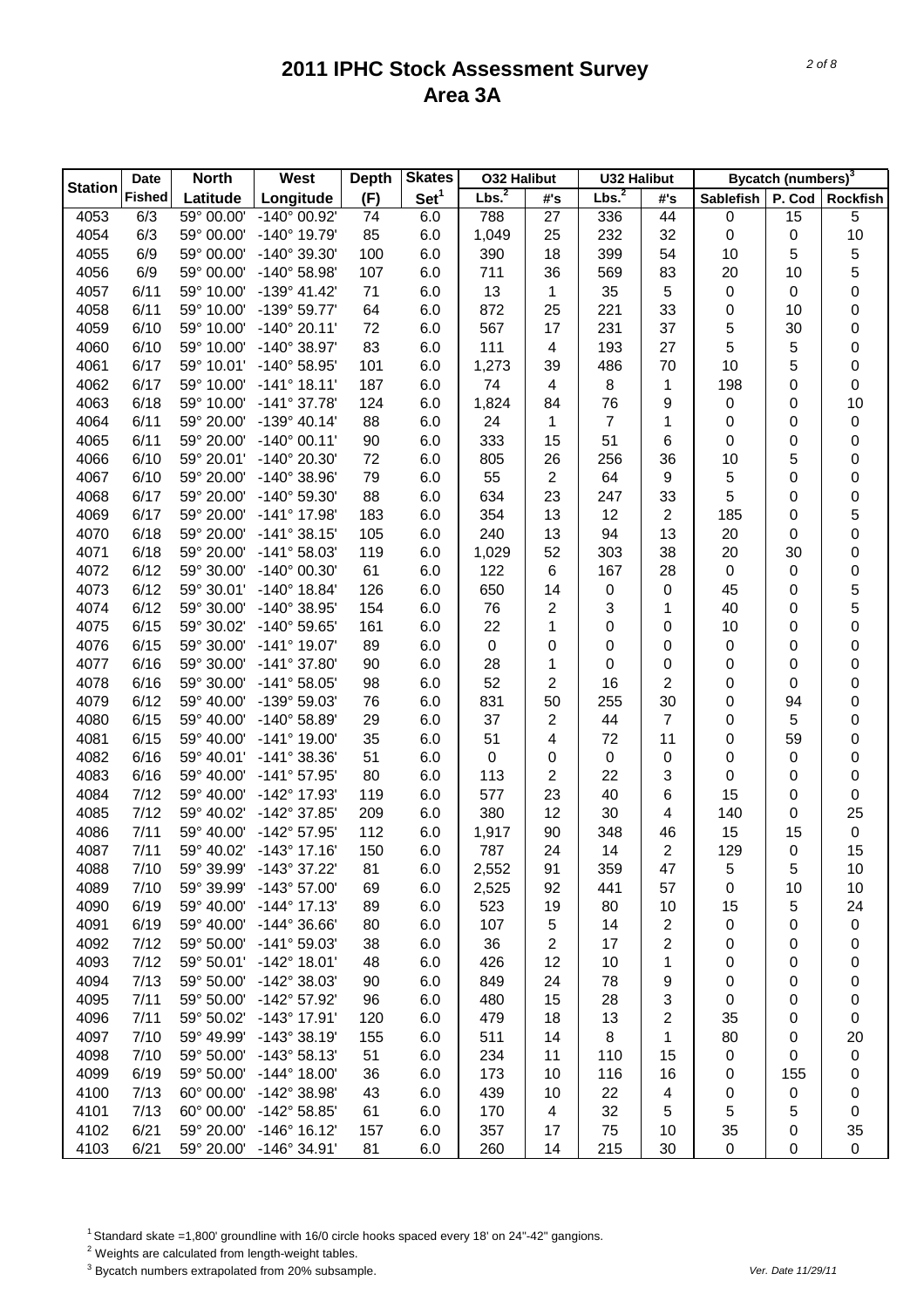# 2011 IPHC Stock Assessment Survey
# Area 3A

| Station | Date Fished | North Latitude | West Longitude | Depth (F) | Skates Set[1] | O32 Halibut Lbs.[2] | O32 Halibut #'s | U32 Halibut Lbs.[2] | U32 Halibut #'s | Bycatch (numbers)[3] Sablefish | P. Cod | Rockfish |
|---|---|---|---|---|---|---|---|---|---|---|---|---|
| 4053 | 6/3 | 59° 00.00' | -140° 00.92' | 74 | 6.0 | 788 | 27 | 336 | 44 | 0 | 15 | 5 |
| 4054 | 6/3 | 59° 00.00' | -140° 19.79' | 85 | 6.0 | 1,049 | 25 | 232 | 32 | 0 | 0 | 10 |
| 4055 | 6/9 | 59° 00.00' | -140° 39.30' | 100 | 6.0 | 390 | 18 | 399 | 54 | 10 | 5 | 5 |
| 4056 | 6/9 | 59° 00.00' | -140° 58.98' | 107 | 6.0 | 711 | 36 | 569 | 83 | 20 | 10 | 5 |
| 4057 | 6/11 | 59° 10.00' | -139° 41.42' | 71 | 6.0 | 13 | 1 | 35 | 5 | 0 | 0 | 0 |
| 4058 | 6/11 | 59° 10.00' | -139° 59.77' | 64 | 6.0 | 872 | 25 | 221 | 33 | 0 | 10 | 0 |
| 4059 | 6/10 | 59° 10.00' | -140° 20.11' | 72 | 6.0 | 567 | 17 | 231 | 37 | 5 | 30 | 0 |
| 4060 | 6/10 | 59° 10.00' | -140° 38.97' | 83 | 6.0 | 111 | 4 | 193 | 27 | 5 | 5 | 0 |
| 4061 | 6/17 | 59° 10.01' | -140° 58.95' | 101 | 6.0 | 1,273 | 39 | 486 | 70 | 10 | 5 | 0 |
| 4062 | 6/17 | 59° 10.00' | -141° 18.11' | 187 | 6.0 | 74 | 4 | 8 | 1 | 198 | 0 | 0 |
| 4063 | 6/18 | 59° 10.00' | -141° 37.78' | 124 | 6.0 | 1,824 | 84 | 76 | 9 | 0 | 0 | 10 |
| 4064 | 6/11 | 59° 20.00' | -139° 40.14' | 88 | 6.0 | 24 | 1 | 7 | 1 | 0 | 0 | 0 |
| 4065 | 6/11 | 59° 20.00' | -140° 00.11' | 90 | 6.0 | 333 | 15 | 51 | 6 | 0 | 0 | 0 |
| 4066 | 6/10 | 59° 20.01' | -140° 20.30' | 72 | 6.0 | 805 | 26 | 256 | 36 | 10 | 5 | 0 |
| 4067 | 6/10 | 59° 20.00' | -140° 38.96' | 79 | 6.0 | 55 | 2 | 64 | 9 | 5 | 0 | 0 |
| 4068 | 6/17 | 59° 20.00' | -140° 59.30' | 88 | 6.0 | 634 | 23 | 247 | 33 | 5 | 0 | 0 |
| 4069 | 6/17 | 59° 20.00' | -141° 17.98' | 183 | 6.0 | 354 | 13 | 12 | 2 | 185 | 0 | 5 |
| 4070 | 6/18 | 59° 20.00' | -141° 38.15' | 105 | 6.0 | 240 | 13 | 94 | 13 | 20 | 0 | 0 |
| 4071 | 6/18 | 59° 20.00' | -141° 58.03' | 119 | 6.0 | 1,029 | 52 | 303 | 38 | 20 | 30 | 0 |
| 4072 | 6/12 | 59° 30.00' | -140° 00.30' | 61 | 6.0 | 122 | 6 | 167 | 28 | 0 | 0 | 0 |
| 4073 | 6/12 | 59° 30.01' | -140° 18.84' | 126 | 6.0 | 650 | 14 | 0 | 0 | 45 | 0 | 5 |
| 4074 | 6/12 | 59° 30.00' | -140° 38.95' | 154 | 6.0 | 76 | 2 | 3 | 1 | 40 | 0 | 5 |
| 4075 | 6/15 | 59° 30.02' | -140° 59.65' | 161 | 6.0 | 22 | 1 | 0 | 0 | 10 | 0 | 0 |
| 4076 | 6/15 | 59° 30.00' | -141° 19.07' | 89 | 6.0 | 0 | 0 | 0 | 0 | 0 | 0 | 0 |
| 4077 | 6/16 | 59° 30.00' | -141° 37.80' | 90 | 6.0 | 28 | 1 | 0 | 0 | 0 | 0 | 0 |
| 4078 | 6/16 | 59° 30.00' | -141° 58.05' | 98 | 6.0 | 52 | 2 | 16 | 2 | 0 | 0 | 0 |
| 4079 | 6/12 | 59° 40.00' | -139° 59.03' | 76 | 6.0 | 831 | 50 | 255 | 30 | 0 | 94 | 0 |
| 4080 | 6/15 | 59° 40.00' | -140° 58.89' | 29 | 6.0 | 37 | 2 | 44 | 7 | 0 | 5 | 0 |
| 4081 | 6/15 | 59° 40.00' | -141° 19.00' | 35 | 6.0 | 51 | 4 | 72 | 11 | 0 | 59 | 0 |
| 4082 | 6/16 | 59° 40.01' | -141° 38.36' | 51 | 6.0 | 0 | 0 | 0 | 0 | 0 | 0 | 0 |
| 4083 | 6/16 | 59° 40.00' | -141° 57.95' | 80 | 6.0 | 113 | 2 | 22 | 3 | 0 | 0 | 0 |
| 4084 | 7/12 | 59° 40.00' | -142° 17.93' | 119 | 6.0 | 577 | 23 | 40 | 6 | 15 | 0 | 0 |
| 4085 | 7/12 | 59° 40.02' | -142° 37.85' | 209 | 6.0 | 380 | 12 | 30 | 4 | 140 | 0 | 25 |
| 4086 | 7/11 | 59° 40.00' | -142° 57.95' | 112 | 6.0 | 1,917 | 90 | 348 | 46 | 15 | 15 | 0 |
| 4087 | 7/11 | 59° 40.02' | -143° 17.16' | 150 | 6.0 | 787 | 24 | 14 | 2 | 129 | 0 | 15 |
| 4088 | 7/10 | 59° 39.99' | -143° 37.22' | 81 | 6.0 | 2,552 | 91 | 359 | 47 | 5 | 5 | 10 |
| 4089 | 7/10 | 59° 39.99' | -143° 57.00' | 69 | 6.0 | 2,525 | 92 | 441 | 57 | 0 | 10 | 10 |
| 4090 | 6/19 | 59° 40.00' | -144° 17.13' | 89 | 6.0 | 523 | 19 | 80 | 10 | 15 | 5 | 24 |
| 4091 | 6/19 | 59° 40.00' | -144° 36.66' | 80 | 6.0 | 107 | 5 | 14 | 2 | 0 | 0 | 0 |
| 4092 | 7/12 | 59° 50.00' | -141° 59.03' | 38 | 6.0 | 36 | 2 | 17 | 2 | 0 | 0 | 0 |
| 4093 | 7/12 | 59° 50.01' | -142° 18.01' | 48 | 6.0 | 426 | 12 | 10 | 1 | 0 | 0 | 0 |
| 4094 | 7/13 | 59° 50.00' | -142° 38.03' | 90 | 6.0 | 849 | 24 | 78 | 9 | 0 | 0 | 0 |
| 4095 | 7/11 | 59° 50.00' | -142° 57.92' | 96 | 6.0 | 480 | 15 | 28 | 3 | 0 | 0 | 0 |
| 4096 | 7/11 | 59° 50.02' | -143° 17.91' | 120 | 6.0 | 479 | 18 | 13 | 2 | 35 | 0 | 0 |
| 4097 | 7/10 | 59° 49.99' | -143° 38.19' | 155 | 6.0 | 511 | 14 | 8 | 1 | 80 | 0 | 20 |
| 4098 | 7/10 | 59° 50.00' | -143° 58.13' | 51 | 6.0 | 234 | 11 | 110 | 15 | 0 | 0 | 0 |
| 4099 | 6/19 | 59° 50.00' | -144° 18.00' | 36 | 6.0 | 173 | 10 | 116 | 16 | 0 | 155 | 0 |
| 4100 | 7/13 | 60° 00.00' | -142° 38.98' | 43 | 6.0 | 439 | 10 | 22 | 4 | 0 | 0 | 0 |
| 4101 | 7/13 | 60° 00.00' | -142° 58.85' | 61 | 6.0 | 170 | 4 | 32 | 5 | 5 | 5 | 0 |
| 4102 | 6/21 | 59° 20.00' | -146° 16.12' | 157 | 6.0 | 357 | 17 | 75 | 10 | 35 | 0 | 35 |
| 4103 | 6/21 | 59° 20.00' | -146° 34.91' | 81 | 6.0 | 260 | 14 | 215 | 30 | 0 | 0 | 0 |

[1] Standard skate =1,800' groundline with 16/0 circle hooks spaced every 18' on 24"-42" gangions.

[2] Weights are calculated from length-weight tables.

[3] Bycatch numbers extrapolated from 20% subsample.

Ver. Date 11/29/11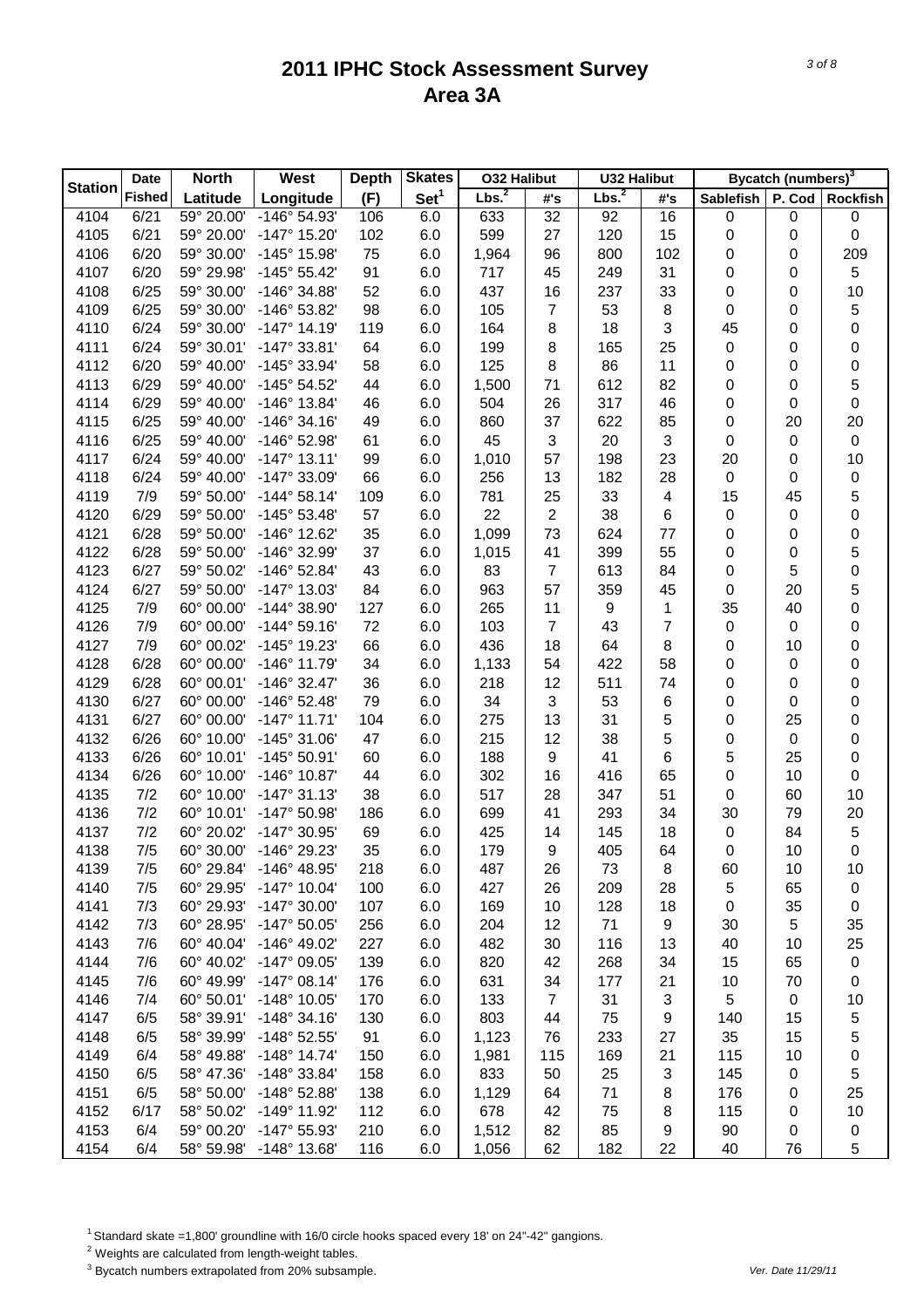# 2011 IPHC Stock Assessment Survey
# Area 3A

| Station | Date Fished | North Latitude | West Longitude | Depth (F) | Skates Set[1] | O32 Halibut Lbs.[2] | O32 Halibut #'s | U32 Halibut Lbs.[2] | U32 Halibut #'s | Bycatch (numbers)[3] Sablefish | P. Cod | Rockfish |
|---|---|---|---|---|---|---|---|---|---|---|---|---|
| 4104 | 6/21 | 59° 20.00' | -146° 54.93' | 106 | 6.0 | 633 | 32 | 92 | 16 | 0 | 0 | 0 |
| 4105 | 6/21 | 59° 20.00' | -147° 15.20' | 102 | 6.0 | 599 | 27 | 120 | 15 | 0 | 0 | 0 |
| 4106 | 6/20 | 59° 30.00' | -145° 15.98' | 75 | 6.0 | 1,964 | 96 | 800 | 102 | 0 | 0 | 209 |
| 4107 | 6/20 | 59° 29.98' | -145° 55.42' | 91 | 6.0 | 717 | 45 | 249 | 31 | 0 | 0 | 5 |
| 4108 | 6/25 | 59° 30.00' | -146° 34.88' | 52 | 6.0 | 437 | 16 | 237 | 33 | 0 | 0 | 10 |
| 4109 | 6/25 | 59° 30.00' | -146° 53.82' | 98 | 6.0 | 105 | 7 | 53 | 8 | 0 | 0 | 5 |
| 4110 | 6/24 | 59° 30.00' | -147° 14.19' | 119 | 6.0 | 164 | 8 | 18 | 3 | 45 | 0 | 0 |
| 4111 | 6/24 | 59° 30.01' | -147° 33.81' | 64 | 6.0 | 199 | 8 | 165 | 25 | 0 | 0 | 0 |
| 4112 | 6/20 | 59° 40.00' | -145° 33.94' | 58 | 6.0 | 125 | 8 | 86 | 11 | 0 | 0 | 0 |
| 4113 | 6/29 | 59° 40.00' | -145° 54.52' | 44 | 6.0 | 1,500 | 71 | 612 | 82 | 0 | 0 | 5 |
| 4114 | 6/29 | 59° 40.00' | -146° 13.84' | 46 | 6.0 | 504 | 26 | 317 | 46 | 0 | 0 | 0 |
| 4115 | 6/25 | 59° 40.00' | -146° 34.16' | 49 | 6.0 | 860 | 37 | 622 | 85 | 0 | 20 | 20 |
| 4116 | 6/25 | 59° 40.00' | -146° 52.98' | 61 | 6.0 | 45 | 3 | 20 | 3 | 0 | 0 | 0 |
| 4117 | 6/24 | 59° 40.00' | -147° 13.11' | 99 | 6.0 | 1,010 | 57 | 198 | 23 | 20 | 0 | 10 |
| 4118 | 6/24 | 59° 40.00' | -147° 33.09' | 66 | 6.0 | 256 | 13 | 182 | 28 | 0 | 0 | 0 |
| 4119 | 7/9 | 59° 50.00' | -144° 58.14' | 109 | 6.0 | 781 | 25 | 33 | 4 | 15 | 45 | 5 |
| 4120 | 6/29 | 59° 50.00' | -145° 53.48' | 57 | 6.0 | 22 | 2 | 38 | 6 | 0 | 0 | 0 |
| 4121 | 6/28 | 59° 50.00' | -146° 12.62' | 35 | 6.0 | 1,099 | 73 | 624 | 77 | 0 | 0 | 0 |
| 4122 | 6/28 | 59° 50.00' | -146° 32.99' | 37 | 6.0 | 1,015 | 41 | 399 | 55 | 0 | 0 | 5 |
| 4123 | 6/27 | 59° 50.02' | -146° 52.84' | 43 | 6.0 | 83 | 7 | 613 | 84 | 0 | 5 | 0 |
| 4124 | 6/27 | 59° 50.00' | -147° 13.03' | 84 | 6.0 | 963 | 57 | 359 | 45 | 0 | 20 | 5 |
| 4125 | 7/9 | 60° 00.00' | -144° 38.90' | 127 | 6.0 | 265 | 11 | 9 | 1 | 35 | 40 | 0 |
| 4126 | 7/9 | 60° 00.00' | -144° 59.16' | 72 | 6.0 | 103 | 7 | 43 | 7 | 0 | 0 | 0 |
| 4127 | 7/9 | 60° 00.02' | -145° 19.23' | 66 | 6.0 | 436 | 18 | 64 | 8 | 0 | 10 | 0 |
| 4128 | 6/28 | 60° 00.00' | -146° 11.79' | 34 | 6.0 | 1,133 | 54 | 422 | 58 | 0 | 0 | 0 |
| 4129 | 6/28 | 60° 00.01' | -146° 32.47' | 36 | 6.0 | 218 | 12 | 511 | 74 | 0 | 0 | 0 |
| 4130 | 6/27 | 60° 00.00' | -146° 52.48' | 79 | 6.0 | 34 | 3 | 53 | 6 | 0 | 0 | 0 |
| 4131 | 6/27 | 60° 00.00' | -147° 11.71' | 104 | 6.0 | 275 | 13 | 31 | 5 | 0 | 25 | 0 |
| 4132 | 6/26 | 60° 10.00' | -145° 31.06' | 47 | 6.0 | 215 | 12 | 38 | 5 | 0 | 0 | 0 |
| 4133 | 6/26 | 60° 10.01' | -145° 50.91' | 60 | 6.0 | 188 | 9 | 41 | 6 | 5 | 25 | 0 |
| 4134 | 6/26 | 60° 10.00' | -146° 10.87' | 44 | 6.0 | 302 | 16 | 416 | 65 | 0 | 10 | 0 |
| 4135 | 7/2 | 60° 10.00' | -147° 31.13' | 38 | 6.0 | 517 | 28 | 347 | 51 | 0 | 60 | 10 |
| 4136 | 7/2 | 60° 10.01' | -147° 50.98' | 186 | 6.0 | 699 | 41 | 293 | 34 | 30 | 79 | 20 |
| 4137 | 7/2 | 60° 20.02' | -147° 30.95' | 69 | 6.0 | 425 | 14 | 145 | 18 | 0 | 84 | 5 |
| 4138 | 7/5 | 60° 30.00' | -146° 29.23' | 35 | 6.0 | 179 | 9 | 405 | 64 | 0 | 10 | 0 |
| 4139 | 7/5 | 60° 29.84' | -146° 48.95' | 218 | 6.0 | 487 | 26 | 73 | 8 | 60 | 10 | 10 |
| 4140 | 7/5 | 60° 29.95' | -147° 10.04' | 100 | 6.0 | 427 | 26 | 209 | 28 | 5 | 65 | 0 |
| 4141 | 7/3 | 60° 29.93' | -147° 30.00' | 107 | 6.0 | 169 | 10 | 128 | 18 | 0 | 35 | 0 |
| 4142 | 7/3 | 60° 28.95' | -147° 50.05' | 256 | 6.0 | 204 | 12 | 71 | 9 | 30 | 5 | 35 |
| 4143 | 7/6 | 60° 40.04' | -146° 49.02' | 227 | 6.0 | 482 | 30 | 116 | 13 | 40 | 10 | 25 |
| 4144 | 7/6 | 60° 40.02' | -147° 09.05' | 139 | 6.0 | 820 | 42 | 268 | 34 | 15 | 65 | 0 |
| 4145 | 7/6 | 60° 49.99' | -147° 08.14' | 176 | 6.0 | 631 | 34 | 177 | 21 | 10 | 70 | 0 |
| 4146 | 7/4 | 60° 50.01' | -148° 10.05' | 170 | 6.0 | 133 | 7 | 31 | 3 | 5 | 0 | 10 |
| 4147 | 6/5 | 58° 39.91' | -148° 34.16' | 130 | 6.0 | 803 | 44 | 75 | 9 | 140 | 15 | 5 |
| 4148 | 6/5 | 58° 39.99' | -148° 52.55' | 91 | 6.0 | 1,123 | 76 | 233 | 27 | 35 | 15 | 5 |
| 4149 | 6/4 | 58° 49.88' | -148° 14.74' | 150 | 6.0 | 1,981 | 115 | 169 | 21 | 115 | 10 | 0 |
| 4150 | 6/5 | 58° 47.36' | -148° 33.84' | 158 | 6.0 | 833 | 50 | 25 | 3 | 145 | 0 | 5 |
| 4151 | 6/5 | 58° 50.00' | -148° 52.88' | 138 | 6.0 | 1,129 | 64 | 71 | 8 | 176 | 0 | 25 |
| 4152 | 6/17 | 58° 50.02' | -149° 11.92' | 112 | 6.0 | 678 | 42 | 75 | 8 | 115 | 0 | 10 |
| 4153 | 6/4 | 59° 00.20' | -147° 55.93' | 210 | 6.0 | 1,512 | 82 | 85 | 9 | 90 | 0 | 0 |
| 4154 | 6/4 | 58° 59.98' | -148° 13.68' | 116 | 6.0 | 1,056 | 62 | 182 | 22 | 40 | 76 | 5 |

[1] Standard skate =1,800' groundline with 16/0 circle hooks spaced every 18' on 24"-42" gangions.

[2] Weights are calculated from length-weight tables.

[3] Bycatch numbers extrapolated from 20% subsample.

Ver. Date 11/29/11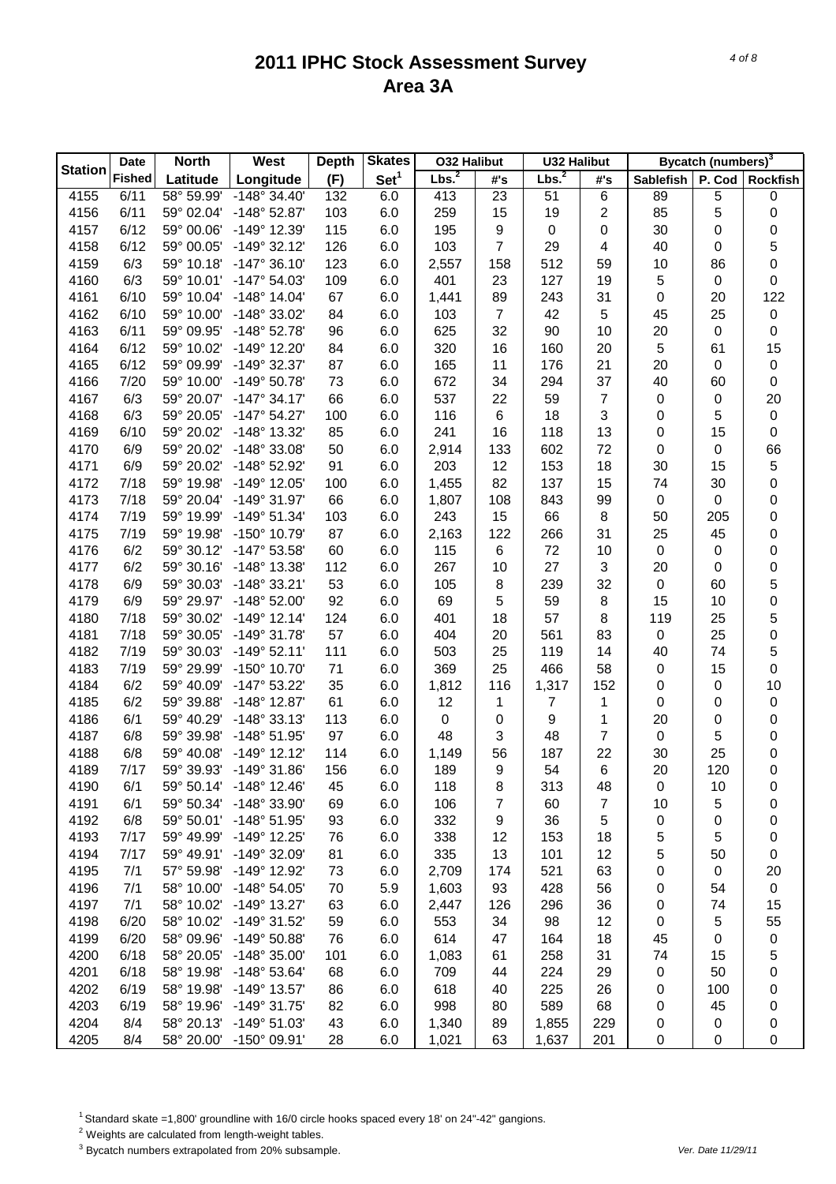# 2011 IPHC Stock Assessment Survey
# Area 3A

| Station | Date Fished | North Latitude | West Longitude | Depth (F) | Skates Set[1] | O32 Halibut Lbs.[2] | O32 Halibut #'s | U32 Halibut Lbs.[2] | U32 Halibut #'s | Bycatch (numbers)[3] Sablefish | P. Cod | Rockfish |
|---|---|---|---|---|---|---|---|---|---|---|---|---|
| 4155 | 6/11 | 58° 59.99' | -148° 34.40' | 132 | 6.0 | 413 | 23 | 51 | 6 | 89 | 5 | 0 |
| 4156 | 6/11 | 59° 02.04' | -148° 52.87' | 103 | 6.0 | 259 | 15 | 19 | 2 | 85 | 5 | 0 |
| 4157 | 6/12 | 59° 00.06' | -149° 12.39' | 115 | 6.0 | 195 | 9 | 0 | 0 | 30 | 0 | 0 |
| 4158 | 6/12 | 59° 00.05' | -149° 32.12' | 126 | 6.0 | 103 | 7 | 29 | 4 | 40 | 0 | 5 |
| 4159 | 6/3 | 59° 10.18' | -147° 36.10' | 123 | 6.0 | 2,557 | 158 | 512 | 59 | 10 | 86 | 0 |
| 4160 | 6/3 | 59° 10.01' | -147° 54.03' | 109 | 6.0 | 401 | 23 | 127 | 19 | 5 | 0 | 0 |
| 4161 | 6/10 | 59° 10.04' | -148° 14.04' | 67 | 6.0 | 1,441 | 89 | 243 | 31 | 0 | 20 | 122 |
| 4162 | 6/10 | 59° 10.00' | -148° 33.02' | 84 | 6.0 | 103 | 7 | 42 | 5 | 45 | 25 | 0 |
| 4163 | 6/11 | 59° 09.95' | -148° 52.78' | 96 | 6.0 | 625 | 32 | 90 | 10 | 20 | 0 | 0 |
| 4164 | 6/12 | 59° 10.02' | -149° 12.20' | 84 | 6.0 | 320 | 16 | 160 | 20 | 5 | 61 | 15 |
| 4165 | 6/12 | 59° 09.99' | -149° 32.37' | 87 | 6.0 | 165 | 11 | 176 | 21 | 20 | 0 | 0 |
| 4166 | 7/20 | 59° 10.00' | -149° 50.78' | 73 | 6.0 | 672 | 34 | 294 | 37 | 40 | 60 | 0 |
| 4167 | 6/3 | 59° 20.07' | -147° 34.17' | 66 | 6.0 | 537 | 22 | 59 | 7 | 0 | 0 | 20 |
| 4168 | 6/3 | 59° 20.05' | -147° 54.27' | 100 | 6.0 | 116 | 6 | 18 | 3 | 0 | 5 | 0 |
| 4169 | 6/10 | 59° 20.02' | -148° 13.32' | 85 | 6.0 | 241 | 16 | 118 | 13 | 0 | 15 | 0 |
| 4170 | 6/9 | 59° 20.02' | -148° 33.08' | 50 | 6.0 | 2,914 | 133 | 602 | 72 | 0 | 0 | 66 |
| 4171 | 6/9 | 59° 20.02' | -148° 52.92' | 91 | 6.0 | 203 | 12 | 153 | 18 | 30 | 15 | 5 |
| 4172 | 7/18 | 59° 19.98' | -149° 12.05' | 100 | 6.0 | 1,455 | 82 | 137 | 15 | 74 | 30 | 0 |
| 4173 | 7/18 | 59° 20.04' | -149° 31.97' | 66 | 6.0 | 1,807 | 108 | 843 | 99 | 0 | 0 | 0 |
| 4174 | 7/19 | 59° 19.99' | -149° 51.34' | 103 | 6.0 | 243 | 15 | 66 | 8 | 50 | 205 | 0 |
| 4175 | 7/19 | 59° 19.98' | -150° 10.79' | 87 | 6.0 | 2,163 | 122 | 266 | 31 | 25 | 45 | 0 |
| 4176 | 6/2 | 59° 30.12' | -147° 53.58' | 60 | 6.0 | 115 | 6 | 72 | 10 | 0 | 0 | 0 |
| 4177 | 6/2 | 59° 30.16' | -148° 13.38' | 112 | 6.0 | 267 | 10 | 27 | 3 | 20 | 0 | 0 |
| 4178 | 6/9 | 59° 30.03' | -148° 33.21' | 53 | 6.0 | 105 | 8 | 239 | 32 | 0 | 60 | 5 |
| 4179 | 6/9 | 59° 29.97' | -148° 52.00' | 92 | 6.0 | 69 | 5 | 59 | 8 | 15 | 10 | 0 |
| 4180 | 7/18 | 59° 30.02' | -149° 12.14' | 124 | 6.0 | 401 | 18 | 57 | 8 | 119 | 25 | 5 |
| 4181 | 7/18 | 59° 30.05' | -149° 31.78' | 57 | 6.0 | 404 | 20 | 561 | 83 | 0 | 25 | 0 |
| 4182 | 7/19 | 59° 30.03' | -149° 52.11' | 111 | 6.0 | 503 | 25 | 119 | 14 | 40 | 74 | 5 |
| 4183 | 7/19 | 59° 29.99' | -150° 10.70' | 71 | 6.0 | 369 | 25 | 466 | 58 | 0 | 15 | 0 |
| 4184 | 6/2 | 59° 40.09' | -147° 53.22' | 35 | 6.0 | 1,812 | 116 | 1,317 | 152 | 0 | 0 | 10 |
| 4185 | 6/2 | 59° 39.88' | -148° 12.87' | 61 | 6.0 | 12 | 1 | 7 | 1 | 0 | 0 | 0 |
| 4186 | 6/1 | 59° 40.29' | -148° 33.13' | 113 | 6.0 | 0 | 0 | 9 | 1 | 20 | 0 | 0 |
| 4187 | 6/8 | 59° 39.98' | -148° 51.95' | 97 | 6.0 | 48 | 3 | 48 | 7 | 0 | 5 | 0 |
| 4188 | 6/8 | 59° 40.08' | -149° 12.12' | 114 | 6.0 | 1,149 | 56 | 187 | 22 | 30 | 25 | 0 |
| 4189 | 7/17 | 59° 39.93' | -149° 31.86' | 156 | 6.0 | 189 | 9 | 54 | 6 | 20 | 120 | 0 |
| 4190 | 6/1 | 59° 50.14' | -148° 12.46' | 45 | 6.0 | 118 | 8 | 313 | 48 | 0 | 10 | 0 |
| 4191 | 6/1 | 59° 50.34' | -148° 33.90' | 69 | 6.0 | 106 | 7 | 60 | 7 | 10 | 5 | 0 |
| 4192 | 6/8 | 59° 50.01' | -148° 51.95' | 93 | 6.0 | 332 | 9 | 36 | 5 | 0 | 0 | 0 |
| 4193 | 7/17 | 59° 49.99' | -149° 12.25' | 76 | 6.0 | 338 | 12 | 153 | 18 | 5 | 5 | 0 |
| 4194 | 7/17 | 59° 49.91' | -149° 32.09' | 81 | 6.0 | 335 | 13 | 101 | 12 | 5 | 50 | 0 |
| 4195 | 7/1 | 57° 59.98' | -149° 12.92' | 73 | 6.0 | 2,709 | 174 | 521 | 63 | 0 | 0 | 20 |
| 4196 | 7/1 | 58° 10.00' | -148° 54.05' | 70 | 5.9 | 1,603 | 93 | 428 | 56 | 0 | 54 | 0 |
| 4197 | 7/1 | 58° 10.02' | -149° 13.27' | 63 | 6.0 | 2,447 | 126 | 296 | 36 | 0 | 74 | 15 |
| 4198 | 6/20 | 58° 10.02' | -149° 31.52' | 59 | 6.0 | 553 | 34 | 98 | 12 | 0 | 5 | 55 |
| 4199 | 6/20 | 58° 09.96' | -149° 50.88' | 76 | 6.0 | 614 | 47 | 164 | 18 | 45 | 0 | 0 |
| 4200 | 6/18 | 58° 20.05' | -149° 35.00' | 101 | 6.0 | 1,083 | 61 | 258 | 31 | 74 | 15 | 5 |
| 4201 | 6/18 | 58° 19.98' | -148° 53.64' | 68 | 6.0 | 709 | 44 | 224 | 29 | 0 | 50 | 0 |
| 4202 | 6/19 | 58° 19.98' | -149° 13.57' | 86 | 6.0 | 618 | 40 | 225 | 26 | 0 | 100 | 0 |
| 4203 | 6/19 | 58° 19.96' | -149° 31.75' | 82 | 6.0 | 998 | 80 | 589 | 68 | 0 | 45 | 0 |
| 4204 | 8/4 | 58° 20.13' | -149° 51.03' | 43 | 6.0 | 1,340 | 89 | 1,855 | 229 | 0 | 0 | 0 |
| 4205 | 8/4 | 58° 20.00' | -150° 09.91' | 28 | 6.0 | 1,021 | 63 | 1,637 | 201 | 0 | 0 | 0 |

[1] Standard skate =1,800' groundline with 16/0 circle hooks spaced every 18' on 24"-42" gangions.

[2] Weights are calculated from length-weight tables.

[3] Bycatch numbers extrapolated from 20% subsample.

Ver. Date 11/29/11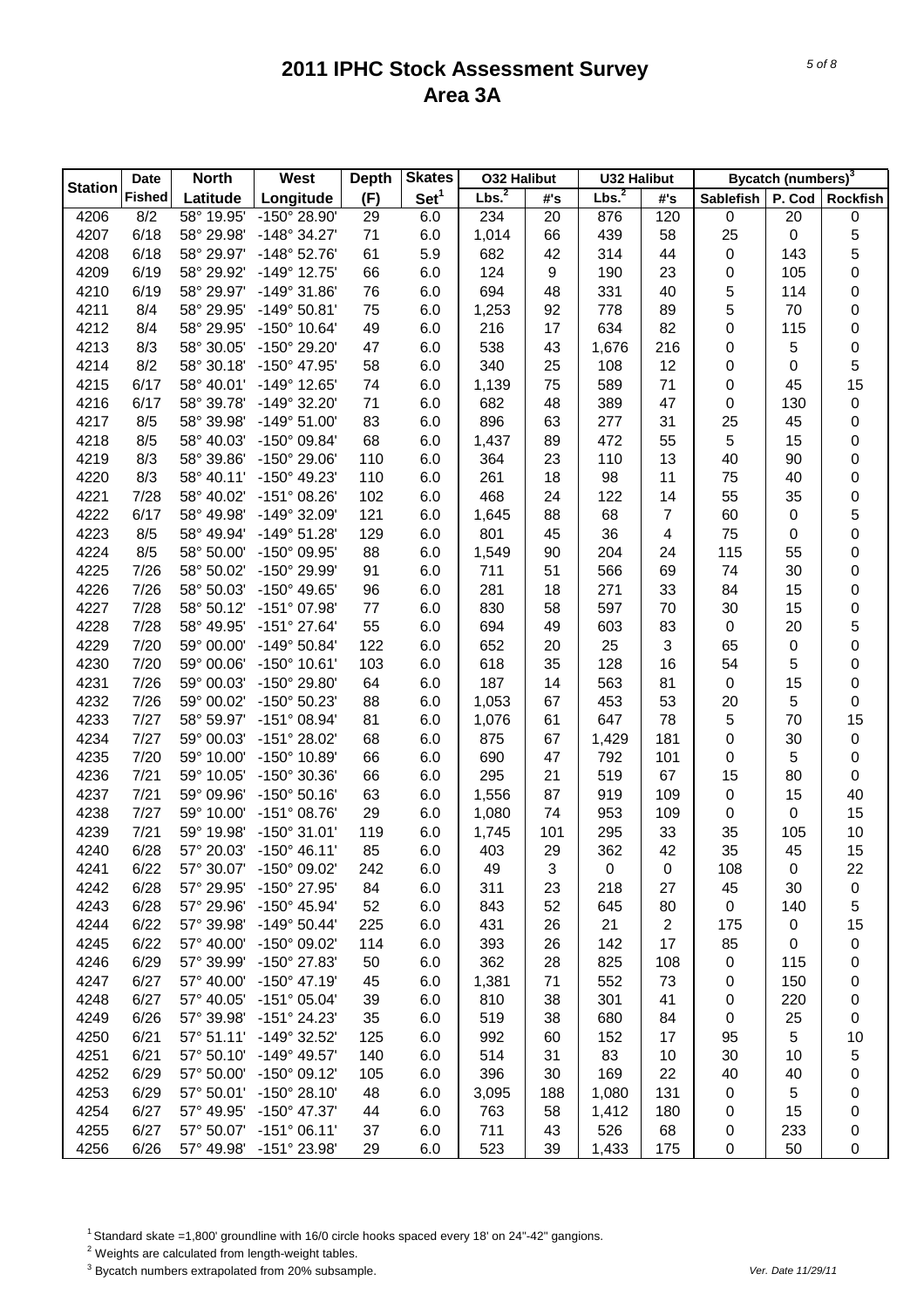# 2011 IPHC Stock Assessment Survey
# Area 3A

| Station | Date Fished | North Latitude | West Longitude | Depth (F) | Skates Set[1] | O32 Halibut Lbs.[2] | O32 Halibut #'s | U32 Halibut Lbs.[2] | U32 Halibut #'s | Bycatch (numbers)[3] Sablefish | P. Cod | Rockfish |
|---|---|---|---|---|---|---|---|---|---|---|---|---|
| 4206 | 8/2 | 58° 19.95' | -150° 28.90' | 29 | 6.0 | 234 | 20 | 876 | 120 | 0 | 20 | 0 |
| 4207 | 6/18 | 58° 29.98' | -148° 34.27' | 71 | 6.0 | 1,014 | 66 | 439 | 58 | 25 | 0 | 5 |
| 4208 | 6/18 | 58° 29.97' | -148° 52.76' | 61 | 5.9 | 682 | 42 | 314 | 44 | 0 | 143 | 5 |
| 4209 | 6/19 | 58° 29.92' | -149° 12.75' | 66 | 6.0 | 124 | 9 | 190 | 23 | 0 | 105 | 0 |
| 4210 | 6/19 | 58° 29.97' | -149° 31.86' | 76 | 6.0 | 694 | 48 | 331 | 40 | 5 | 114 | 0 |
| 4211 | 8/4 | 58° 29.95' | -149° 50.81' | 75 | 6.0 | 1,253 | 92 | 778 | 89 | 5 | 70 | 0 |
| 4212 | 8/4 | 58° 29.95' | -150° 10.64' | 49 | 6.0 | 216 | 17 | 634 | 82 | 0 | 115 | 0 |
| 4213 | 8/3 | 58° 30.05' | -150° 29.20' | 47 | 6.0 | 538 | 43 | 1,676 | 216 | 0 | 5 | 0 |
| 4214 | 8/2 | 58° 30.18' | -150° 47.95' | 58 | 6.0 | 340 | 25 | 108 | 12 | 0 | 0 | 5 |
| 4215 | 6/17 | 58° 40.01' | -149° 12.65' | 74 | 6.0 | 1,139 | 75 | 589 | 71 | 0 | 45 | 15 |
| 4216 | 6/17 | 58° 39.78' | -149° 32.20' | 71 | 6.0 | 682 | 48 | 389 | 47 | 0 | 130 | 0 |
| 4217 | 8/5 | 58° 39.98' | -149° 51.00' | 83 | 6.0 | 896 | 63 | 277 | 31 | 25 | 45 | 0 |
| 4218 | 8/5 | 58° 40.03' | -150° 09.84' | 68 | 6.0 | 1,437 | 89 | 472 | 55 | 5 | 15 | 0 |
| 4219 | 8/3 | 58° 39.86' | -150° 29.06' | 110 | 6.0 | 364 | 23 | 110 | 13 | 40 | 90 | 0 |
| 4220 | 8/3 | 58° 40.11' | -150° 49.23' | 110 | 6.0 | 261 | 18 | 98 | 11 | 75 | 40 | 0 |
| 4221 | 7/28 | 58° 40.02' | -151° 08.26' | 102 | 6.0 | 468 | 24 | 122 | 14 | 55 | 35 | 0 |
| 4222 | 6/17 | 58° 49.98' | -149° 32.09' | 121 | 6.0 | 1,645 | 88 | 68 | 7 | 60 | 0 | 5 |
| 4223 | 8/5 | 58° 49.94' | -149° 51.28' | 129 | 6.0 | 801 | 45 | 36 | 4 | 75 | 0 | 0 |
| 4224 | 8/5 | 58° 50.00' | -150° 09.95' | 88 | 6.0 | 1,549 | 90 | 204 | 24 | 115 | 55 | 0 |
| 4225 | 7/26 | 58° 50.02' | -150° 29.99' | 91 | 6.0 | 711 | 51 | 566 | 69 | 74 | 30 | 0 |
| 4226 | 7/26 | 58° 50.03' | -150° 49.65' | 96 | 6.0 | 281 | 18 | 271 | 33 | 84 | 15 | 0 |
| 4227 | 7/28 | 58° 50.12' | -151° 07.98' | 77 | 6.0 | 830 | 58 | 597 | 70 | 30 | 15 | 0 |
| 4228 | 7/28 | 58° 49.95' | -151° 27.64' | 55 | 6.0 | 694 | 49 | 603 | 83 | 0 | 20 | 5 |
| 4229 | 7/20 | 59° 00.00' | -149° 50.84' | 122 | 6.0 | 652 | 20 | 25 | 3 | 65 | 0 | 0 |
| 4230 | 7/20 | 59° 00.06' | -150° 10.61' | 103 | 6.0 | 618 | 35 | 128 | 16 | 54 | 5 | 0 |
| 4231 | 7/26 | 59° 00.03' | -150° 29.80' | 64 | 6.0 | 187 | 14 | 563 | 81 | 0 | 15 | 0 |
| 4232 | 7/26 | 59° 00.02' | -150° 50.23' | 88 | 6.0 | 1,053 | 67 | 453 | 53 | 20 | 5 | 0 |
| 4233 | 7/27 | 58° 59.97' | -151° 08.94' | 81 | 6.0 | 1,076 | 61 | 647 | 78 | 5 | 70 | 15 |
| 4234 | 7/27 | 59° 00.03' | -151° 28.02' | 68 | 6.0 | 875 | 67 | 1,429 | 181 | 0 | 30 | 0 |
| 4235 | 7/20 | 59° 10.00' | -150° 10.89' | 66 | 6.0 | 690 | 47 | 792 | 101 | 0 | 5 | 0 |
| 4236 | 7/21 | 59° 10.05' | -150° 30.36' | 66 | 6.0 | 295 | 21 | 519 | 67 | 15 | 80 | 0 |
| 4237 | 7/21 | 59° 09.96' | -150° 50.16' | 63 | 6.0 | 1,556 | 87 | 919 | 109 | 0 | 15 | 40 |
| 4238 | 7/27 | 59° 10.00' | -151° 08.76' | 29 | 6.0 | 1,080 | 74 | 953 | 109 | 0 | 0 | 15 |
| 4239 | 7/21 | 59° 19.98' | -150° 31.01' | 119 | 6.0 | 1,745 | 101 | 295 | 33 | 35 | 105 | 10 |
| 4240 | 6/28 | 57° 20.03' | -150° 46.11' | 85 | 6.0 | 403 | 29 | 362 | 42 | 35 | 45 | 15 |
| 4241 | 6/22 | 57° 30.07' | -150° 09.02' | 242 | 6.0 | 49 | 3 | 0 | 0 | 108 | 0 | 22 |
| 4242 | 6/28 | 57° 29.95' | -150° 27.95' | 84 | 6.0 | 311 | 23 | 218 | 27 | 45 | 30 | 0 |
| 4243 | 6/28 | 57° 29.96' | -150° 45.94' | 52 | 6.0 | 843 | 52 | 645 | 80 | 0 | 140 | 5 |
| 4244 | 6/22 | 57° 39.98' | -149° 50.44' | 225 | 6.0 | 431 | 26 | 21 | 2 | 175 | 0 | 15 |
| 4245 | 6/22 | 57° 40.00' | -150° 09.02' | 114 | 6.0 | 393 | 26 | 142 | 17 | 85 | 0 | 0 |
| 4246 | 6/29 | 57° 39.99' | -150° 27.83' | 50 | 6.0 | 362 | 28 | 825 | 108 | 0 | 115 | 0 |
| 4247 | 6/27 | 57° 40.00' | -150° 47.19' | 45 | 6.0 | 1,381 | 71 | 552 | 73 | 0 | 150 | 0 |
| 4248 | 6/27 | 57° 40.05' | -151° 05.04' | 39 | 6.0 | 810 | 38 | 301 | 41 | 0 | 220 | 0 |
| 4249 | 6/26 | 57° 39.98' | -151° 24.23' | 35 | 6.0 | 519 | 38 | 680 | 84 | 0 | 25 | 0 |
| 4250 | 6/21 | 57° 51.11' | -149° 32.52' | 125 | 6.0 | 992 | 60 | 152 | 17 | 95 | 5 | 10 |
| 4251 | 6/21 | 57° 50.10' | -149° 49.57' | 140 | 6.0 | 514 | 31 | 83 | 10 | 30 | 10 | 5 |
| 4252 | 6/29 | 57° 50.00' | -150° 09.12' | 105 | 6.0 | 396 | 30 | 169 | 22 | 40 | 40 | 0 |
| 4253 | 6/29 | 57° 50.01' | -150° 28.10' | 48 | 6.0 | 3,095 | 188 | 1,080 | 131 | 0 | 5 | 0 |
| 4254 | 6/27 | 57° 49.95' | -150° 47.37' | 44 | 6.0 | 763 | 58 | 1,412 | 180 | 0 | 15 | 0 |
| 4255 | 6/27 | 57° 50.07' | -151° 06.11' | 37 | 6.0 | 711 | 43 | 526 | 68 | 0 | 233 | 0 |
| 4256 | 6/26 | 57° 49.98' | -151° 23.98' | 29 | 6.0 | 523 | 39 | 1,433 | 175 | 0 | 50 | 0 |

[1] Standard skate =1,800' groundline with 16/0 circle hooks spaced every 18' on 24"-42" gangions.

[2] Weights are calculated from length-weight tables.

[3] Bycatch numbers extrapolated from 20% subsample.

Ver. Date 11/29/11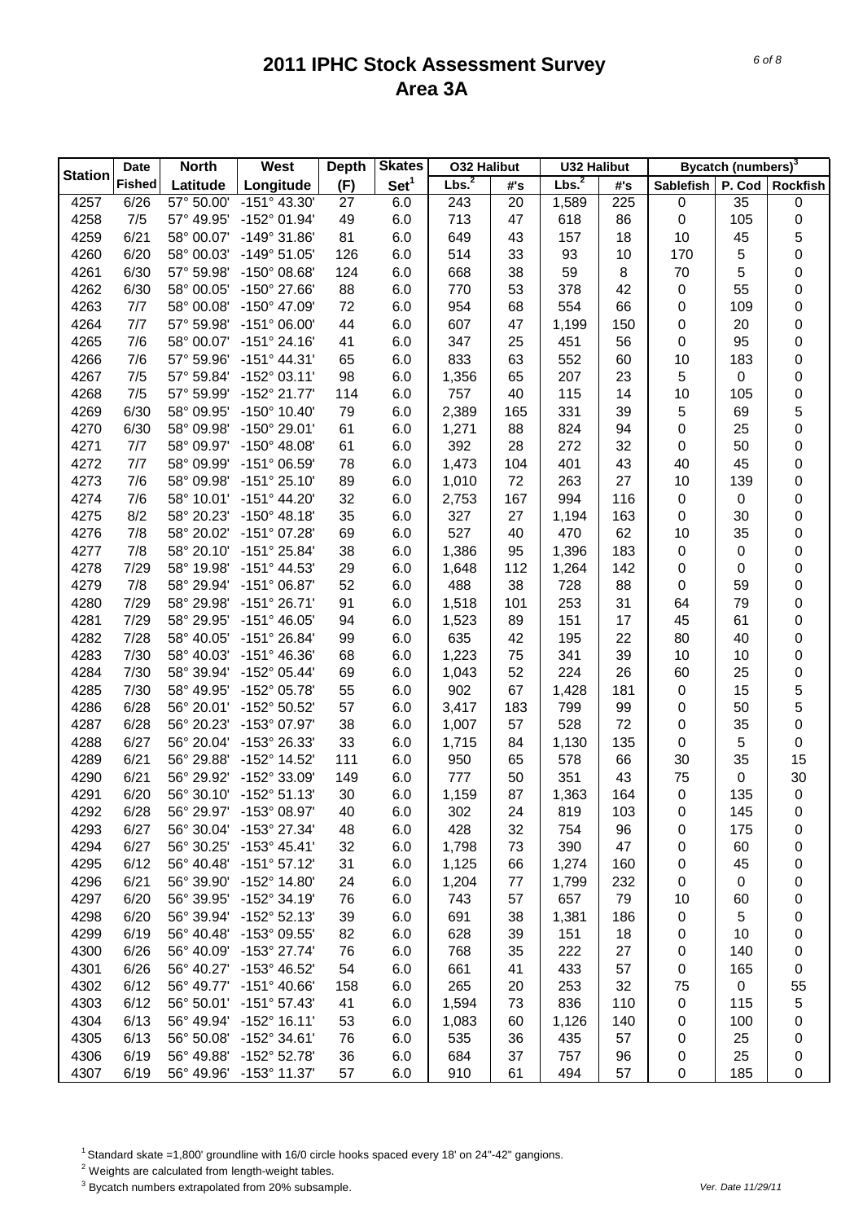# 2011 IPHC Stock Assessment Survey
# Area 3A

| Station | Date Fished | North Latitude | West Longitude | Depth (F) | Skates Set[1] | O32 Halibut | | U32 Halibut | | Bycatch (numbers)[3] | | |
|---|---|---|---|---|---|---|---|---|---|---|---|---|
| | | | | | | Lbs.[2] | #'s | Lbs.[2] | #'s | Sablefish | P. Cod | Rockfish |
| 4257 | 6/26 | 57° 50.00' | -151° 43.30' | 27 | 6.0 | 243 | 20 | 1,589 | 225 | 0 | 35 | 0 |
| 4258 | 7/5 | 57° 49.95' | -152° 01.94' | 49 | 6.0 | 713 | 47 | 618 | 86 | 0 | 105 | 0 |
| 4259 | 6/21 | 58° 00.07' | -149° 31.86' | 81 | 6.0 | 649 | 43 | 157 | 18 | 10 | 45 | 5 |
| 4260 | 6/20 | 58° 00.03' | -149° 51.05' | 126 | 6.0 | 514 | 33 | 93 | 10 | 170 | 5 | 0 |
| 4261 | 6/30 | 57° 59.98' | -150° 08.68' | 124 | 6.0 | 668 | 38 | 59 | 8 | 70 | 5 | 0 |
| 4262 | 6/30 | 58° 00.05' | -150° 27.66' | 88 | 6.0 | 770 | 53 | 378 | 42 | 0 | 55 | 0 |
| 4263 | 7/7 | 58° 00.08' | -150° 47.09' | 72 | 6.0 | 954 | 68 | 554 | 66 | 0 | 109 | 0 |
| 4264 | 7/7 | 57° 59.98' | -151° 06.00' | 44 | 6.0 | 607 | 47 | 1,199 | 150 | 0 | 20 | 0 |
| 4265 | 7/6 | 58° 00.07' | -151° 24.16' | 41 | 6.0 | 347 | 25 | 451 | 56 | 0 | 95 | 0 |
| 4266 | 7/6 | 57° 59.96' | -151° 44.31' | 65 | 6.0 | 833 | 63 | 552 | 60 | 10 | 183 | 0 |
| 4267 | 7/5 | 57° 59.84' | -152° 03.11' | 98 | 6.0 | 1,356 | 65 | 207 | 23 | 5 | 0 | 0 |
| 4268 | 7/5 | 57° 59.99' | -152° 21.77' | 114 | 6.0 | 757 | 40 | 115 | 14 | 10 | 105 | 0 |
| 4269 | 6/30 | 58° 09.95' | -150° 10.40' | 79 | 6.0 | 2,389 | 165 | 331 | 39 | 5 | 69 | 5 |
| 4270 | 6/30 | 58° 09.98' | -150° 29.01' | 61 | 6.0 | 1,271 | 88 | 824 | 94 | 0 | 25 | 0 |
| 4271 | 7/7 | 58° 09.97' | -150° 48.08' | 61 | 6.0 | 392 | 28 | 272 | 32 | 0 | 50 | 0 |
| 4272 | 7/7 | 58° 09.99' | -151° 06.59' | 78 | 6.0 | 1,473 | 104 | 401 | 43 | 40 | 45 | 0 |
| 4273 | 7/6 | 58° 09.98' | -151° 25.10' | 89 | 6.0 | 1,010 | 72 | 263 | 27 | 10 | 139 | 0 |
| 4274 | 7/6 | 58° 10.01' | -151° 44.20' | 32 | 6.0 | 2,753 | 167 | 994 | 116 | 0 | 0 | 0 |
| 4275 | 8/2 | 58° 20.23' | -150° 48.18' | 35 | 6.0 | 327 | 27 | 1,194 | 163 | 0 | 30 | 0 |
| 4276 | 7/8 | 58° 20.02' | -151° 07.28' | 69 | 6.0 | 527 | 40 | 470 | 62 | 10 | 35 | 0 |
| 4277 | 7/8 | 58° 20.10' | -151° 25.84' | 38 | 6.0 | 1,386 | 95 | 1,396 | 183 | 0 | 0 | 0 |
| 4278 | 7/29 | 58° 19.98' | -151° 44.53' | 29 | 6.0 | 1,648 | 112 | 1,264 | 142 | 0 | 0 | 0 |
| 4279 | 7/8 | 58° 29.94' | -151° 06.87' | 52 | 6.0 | 488 | 38 | 728 | 88 | 0 | 59 | 0 |
| 4280 | 7/29 | 58° 29.98' | -151° 26.71' | 91 | 6.0 | 1,518 | 101 | 253 | 31 | 64 | 79 | 0 |
| 4281 | 7/29 | 58° 29.95' | -151° 46.05' | 94 | 6.0 | 1,523 | 89 | 151 | 17 | 45 | 61 | 0 |
| 4282 | 7/28 | 58° 40.05' | -151° 26.84' | 99 | 6.0 | 635 | 42 | 195 | 22 | 80 | 40 | 0 |
| 4283 | 7/30 | 58° 40.03' | -151° 46.36' | 68 | 6.0 | 1,223 | 75 | 341 | 39 | 10 | 10 | 0 |
| 4284 | 7/30 | 58° 39.94' | -152° 05.44' | 69 | 6.0 | 1,043 | 52 | 224 | 26 | 60 | 25 | 0 |
| 4285 | 7/30 | 58° 49.95' | -152° 05.78' | 55 | 6.0 | 902 | 67 | 1,428 | 181 | 0 | 15 | 5 |
| 4286 | 6/28 | 56° 20.01' | -152° 50.52' | 57 | 6.0 | 3,417 | 183 | 799 | 99 | 0 | 50 | 5 |
| 4287 | 6/28 | 56° 20.23' | -153° 07.97' | 38 | 6.0 | 1,007 | 57 | 528 | 72 | 0 | 35 | 0 |
| 4288 | 6/27 | 56° 20.04' | -153° 26.33' | 33 | 6.0 | 1,715 | 84 | 1,130 | 135 | 0 | 5 | 0 |
| 4289 | 6/21 | 56° 29.88' | -152° 14.52' | 111 | 6.0 | 950 | 65 | 578 | 66 | 30 | 35 | 15 |
| 4290 | 6/21 | 56° 29.92' | -152° 33.09' | 149 | 6.0 | 777 | 50 | 351 | 43 | 75 | 0 | 30 |
| 4291 | 6/20 | 56° 30.10' | -152° 51.13' | 30 | 6.0 | 1,159 | 87 | 1,363 | 164 | 0 | 135 | 0 |
| 4292 | 6/28 | 56° 29.97' | -153° 08.97' | 40 | 6.0 | 302 | 24 | 819 | 103 | 0 | 145 | 0 |
| 4293 | 6/27 | 56° 30.04' | -153° 27.34' | 48 | 6.0 | 428 | 32 | 754 | 96 | 0 | 175 | 0 |
| 4294 | 6/27 | 56° 30.25' | -153° 45.41' | 32 | 6.0 | 1,798 | 73 | 390 | 47 | 0 | 60 | 0 |
| 4295 | 6/12 | 56° 40.48' | -151° 57.12' | 31 | 6.0 | 1,125 | 66 | 1,274 | 160 | 0 | 45 | 0 |
| 4296 | 6/21 | 56° 39.90' | -152° 14.80' | 24 | 6.0 | 1,204 | 77 | 1,799 | 232 | 0 | 0 | 0 |
| 4297 | 6/20 | 56° 39.95' | -152° 34.19' | 76 | 6.0 | 743 | 57 | 657 | 79 | 10 | 60 | 0 |
| 4298 | 6/20 | 56° 39.94' | -152° 52.13' | 39 | 6.0 | 691 | 38 | 1,381 | 186 | 0 | 5 | 0 |
| 4299 | 6/19 | 56° 40.48' | -153° 09.55' | 82 | 6.0 | 628 | 39 | 151 | 18 | 0 | 10 | 0 |
| 4300 | 6/26 | 56° 40.09' | -153° 27.74' | 76 | 6.0 | 768 | 35 | 222 | 27 | 0 | 140 | 0 |
| 4301 | 6/26 | 56° 40.27' | -153° 46.52' | 54 | 6.0 | 661 | 41 | 433 | 57 | 0 | 165 | 0 |
| 4302 | 6/12 | 56° 49.77' | -151° 40.66' | 158 | 6.0 | 265 | 20 | 253 | 32 | 75 | 0 | 55 |
| 4303 | 6/12 | 56° 50.01' | -151° 57.43' | 41 | 6.0 | 1,594 | 73 | 836 | 110 | 0 | 115 | 5 |
| 4304 | 6/13 | 56° 49.94' | -152° 16.11' | 53 | 6.0 | 1,083 | 60 | 1,126 | 140 | 0 | 100 | 0 |
| 4305 | 6/13 | 56° 50.08' | -152° 34.61' | 76 | 6.0 | 535 | 36 | 435 | 57 | 0 | 25 | 0 |
| 4306 | 6/19 | 56° 49.88' | -152° 52.78' | 36 | 6.0 | 684 | 37 | 757 | 96 | 0 | 25 | 0 |
| 4307 | 6/19 | 56° 49.96' | -153° 11.37' | 57 | 6.0 | 910 | 61 | 494 | 57 | 0 | 185 | 0 |

[1] Standard skate =1,800' groundline with 16/0 circle hooks spaced every 18' on 24"-42" gangions.

[2] Weights are calculated from length-weight tables.

[3] Bycatch numbers extrapolated from 20% subsample.

Ver. Date 11/29/11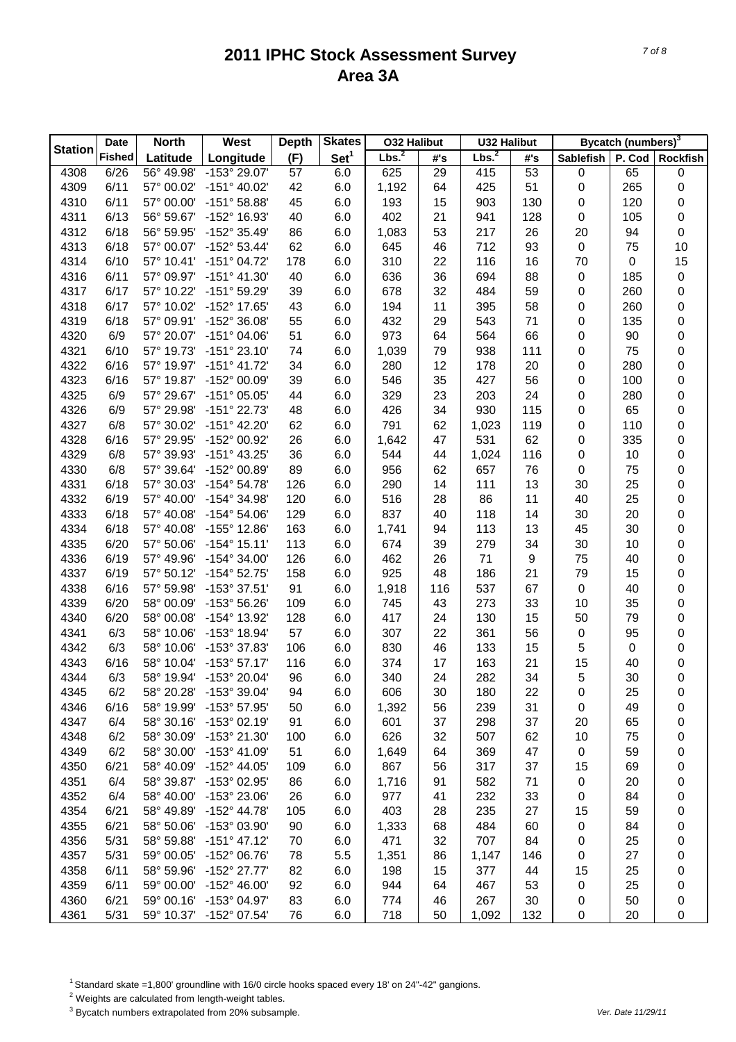# 2011 IPHC Stock Assessment Survey
# Area 3A

| Station | Date Fished | North Latitude | West Longitude | Depth (F) | Skates Set[1] | O32 Halibut Lbs.[2] | O32 Halibut #'s | U32 Halibut Lbs.[2] | U32 Halibut #'s | Bycatch (numbers)[3] Sablefish | P. Cod | Rockfish |
|---|---|---|---|---|---|---|---|---|---|---|---|---|
| 4308 | 6/26 | 56° 49.98' | -153° 29.07' | 57 | 6.0 | 625 | 29 | 415 | 53 | 0 | 65 | 0 |
| 4309 | 6/11 | 57° 00.02' | -151° 40.02' | 42 | 6.0 | 1,192 | 64 | 425 | 51 | 0 | 265 | 0 |
| 4310 | 6/11 | 57° 00.00' | -151° 58.88' | 45 | 6.0 | 193 | 15 | 903 | 130 | 0 | 120 | 0 |
| 4311 | 6/13 | 56° 59.67' | -152° 16.93' | 40 | 6.0 | 402 | 21 | 941 | 128 | 0 | 105 | 0 |
| 4312 | 6/18 | 56° 59.95' | -152° 35.49' | 86 | 6.0 | 1,083 | 53 | 217 | 26 | 20 | 94 | 0 |
| 4313 | 6/18 | 57° 00.07' | -152° 53.44' | 62 | 6.0 | 645 | 46 | 712 | 93 | 0 | 75 | 10 |
| 4314 | 6/10 | 57° 10.41' | -151° 04.72' | 178 | 6.0 | 310 | 22 | 116 | 16 | 70 | 0 | 15 |
| 4316 | 6/11 | 57° 09.97' | -151° 41.30' | 40 | 6.0 | 636 | 36 | 694 | 88 | 0 | 185 | 0 |
| 4317 | 6/17 | 57° 10.22' | -151° 59.29' | 39 | 6.0 | 678 | 32 | 484 | 59 | 0 | 260 | 0 |
| 4318 | 6/17 | 57° 10.02' | -152° 17.65' | 43 | 6.0 | 194 | 11 | 395 | 58 | 0 | 260 | 0 |
| 4319 | 6/18 | 57° 09.91' | -152° 36.08' | 55 | 6.0 | 432 | 29 | 543 | 71 | 0 | 135 | 0 |
| 4320 | 6/9 | 57° 20.07' | -151° 04.06' | 51 | 6.0 | 973 | 64 | 564 | 66 | 0 | 90 | 0 |
| 4321 | 6/10 | 57° 19.73' | -151° 23.10' | 74 | 6.0 | 1,039 | 79 | 938 | 111 | 0 | 75 | 0 |
| 4322 | 6/16 | 57° 19.97' | -151° 41.72' | 34 | 6.0 | 280 | 12 | 178 | 20 | 0 | 280 | 0 |
| 4323 | 6/16 | 57° 19.87' | -152° 00.09' | 39 | 6.0 | 546 | 35 | 427 | 56 | 0 | 100 | 0 |
| 4325 | 6/9 | 57° 29.67' | -151° 05.05' | 44 | 6.0 | 329 | 23 | 203 | 24 | 0 | 280 | 0 |
| 4326 | 6/9 | 57° 29.98' | -151° 22.73' | 48 | 6.0 | 426 | 34 | 930 | 115 | 0 | 65 | 0 |
| 4327 | 6/8 | 57° 30.02' | -151° 42.20' | 62 | 6.0 | 791 | 62 | 1,023 | 119 | 0 | 110 | 0 |
| 4328 | 6/16 | 57° 29.95' | -152° 00.92' | 26 | 6.0 | 1,642 | 47 | 531 | 62 | 0 | 335 | 0 |
| 4329 | 6/8 | 57° 39.93' | -151° 43.25' | 36 | 6.0 | 544 | 44 | 1,024 | 116 | 0 | 10 | 0 |
| 4330 | 6/8 | 57° 39.64' | -152° 00.89' | 89 | 6.0 | 956 | 62 | 657 | 76 | 0 | 75 | 0 |
| 4331 | 6/18 | 57° 30.03' | -154° 54.78' | 126 | 6.0 | 290 | 14 | 111 | 13 | 30 | 25 | 0 |
| 4332 | 6/19 | 57° 40.00' | -154° 34.98' | 120 | 6.0 | 516 | 28 | 86 | 11 | 40 | 25 | 0 |
| 4333 | 6/18 | 57° 40.08' | -154° 54.06' | 129 | 6.0 | 837 | 40 | 118 | 14 | 30 | 20 | 0 |
| 4334 | 6/18 | 57° 40.08' | -155° 12.86' | 163 | 6.0 | 1,741 | 94 | 113 | 13 | 45 | 30 | 0 |
| 4335 | 6/20 | 57° 50.06' | -154° 15.11' | 113 | 6.0 | 674 | 39 | 279 | 34 | 30 | 10 | 0 |
| 4336 | 6/19 | 57° 49.96' | -154° 34.00' | 126 | 6.0 | 462 | 26 | 71 | 9 | 75 | 40 | 0 |
| 4337 | 6/19 | 57° 50.12' | -154° 52.75' | 158 | 6.0 | 925 | 48 | 186 | 21 | 79 | 15 | 0 |
| 4338 | 6/16 | 57° 59.98' | -153° 37.51' | 91 | 6.0 | 1,918 | 116 | 537 | 67 | 0 | 40 | 0 |
| 4339 | 6/20 | 58° 00.09' | -153° 56.26' | 109 | 6.0 | 745 | 43 | 273 | 33 | 10 | 35 | 0 |
| 4340 | 6/20 | 58° 00.08' | -154° 13.92' | 128 | 6.0 | 417 | 24 | 130 | 15 | 50 | 79 | 0 |
| 4341 | 6/3 | 58° 10.06' | -153° 18.94' | 57 | 6.0 | 307 | 22 | 361 | 56 | 0 | 95 | 0 |
| 4342 | 6/3 | 58° 10.06' | -153° 37.83' | 106 | 6.0 | 830 | 46 | 133 | 15 | 5 | 0 | 0 |
| 4343 | 6/16 | 58° 10.04' | -153° 57.17' | 116 | 6.0 | 374 | 17 | 163 | 21 | 15 | 40 | 0 |
| 4344 | 6/3 | 58° 19.94' | -153° 20.04' | 96 | 6.0 | 340 | 24 | 282 | 34 | 5 | 30 | 0 |
| 4345 | 6/2 | 58° 20.28' | -153° 39.04' | 94 | 6.0 | 606 | 30 | 180 | 22 | 0 | 25 | 0 |
| 4346 | 6/16 | 58° 19.99' | -153° 57.95' | 50 | 6.0 | 1,392 | 56 | 239 | 31 | 0 | 49 | 0 |
| 4347 | 6/4 | 58° 30.16' | -153° 02.19' | 91 | 6.0 | 601 | 37 | 298 | 37 | 20 | 65 | 0 |
| 4348 | 6/2 | 58° 30.09' | -153° 21.30' | 100 | 6.0 | 626 | 32 | 507 | 62 | 10 | 75 | 0 |
| 4349 | 6/2 | 58° 30.00' | -153° 41.09' | 51 | 6.0 | 1,649 | 64 | 369 | 47 | 0 | 59 | 0 |
| 4350 | 6/21 | 58° 40.09' | -152° 44.05' | 109 | 6.0 | 867 | 56 | 317 | 37 | 15 | 69 | 0 |
| 4351 | 6/4 | 58° 39.87' | -153° 02.95' | 86 | 6.0 | 1,716 | 91 | 582 | 71 | 0 | 20 | 0 |
| 4352 | 6/4 | 58° 40.00' | -153° 23.06' | 26 | 6.0 | 977 | 41 | 232 | 33 | 0 | 84 | 0 |
| 4354 | 6/21 | 58° 49.89' | -152° 44.78' | 105 | 6.0 | 403 | 28 | 235 | 27 | 15 | 59 | 0 |
| 4355 | 6/21 | 58° 50.06' | -153° 03.90' | 90 | 6.0 | 1,333 | 68 | 484 | 60 | 0 | 84 | 0 |
| 4356 | 5/31 | 58° 59.88' | -151° 47.12' | 70 | 6.0 | 471 | 32 | 707 | 84 | 0 | 25 | 0 |
| 4357 | 5/31 | 59° 00.05' | -152° 06.76' | 78 | 5.5 | 1,351 | 86 | 1,147 | 146 | 0 | 27 | 0 |
| 4358 | 6/11 | 58° 59.96' | -152° 27.77' | 82 | 6.0 | 198 | 15 | 377 | 44 | 15 | 25 | 0 |
| 4359 | 6/11 | 59° 00.00' | -152° 46.00' | 92 | 6.0 | 944 | 64 | 467 | 53 | 0 | 25 | 0 |
| 4360 | 6/21 | 59° 00.16' | -153° 04.97' | 83 | 6.0 | 774 | 46 | 267 | 30 | 0 | 50 | 0 |
| 4361 | 5/31 | 59° 10.37' | -152° 07.54' | 76 | 6.0 | 718 | 50 | 1,092 | 132 | 0 | 20 | 0 |

[1] Standard skate =1,800' groundline with 16/0 circle hooks spaced every 18' on 24"-42" gangions.

[2] Weights are calculated from length-weight tables.

[3] Bycatch numbers extrapolated from 20% subsample.

Ver. Date 11/29/11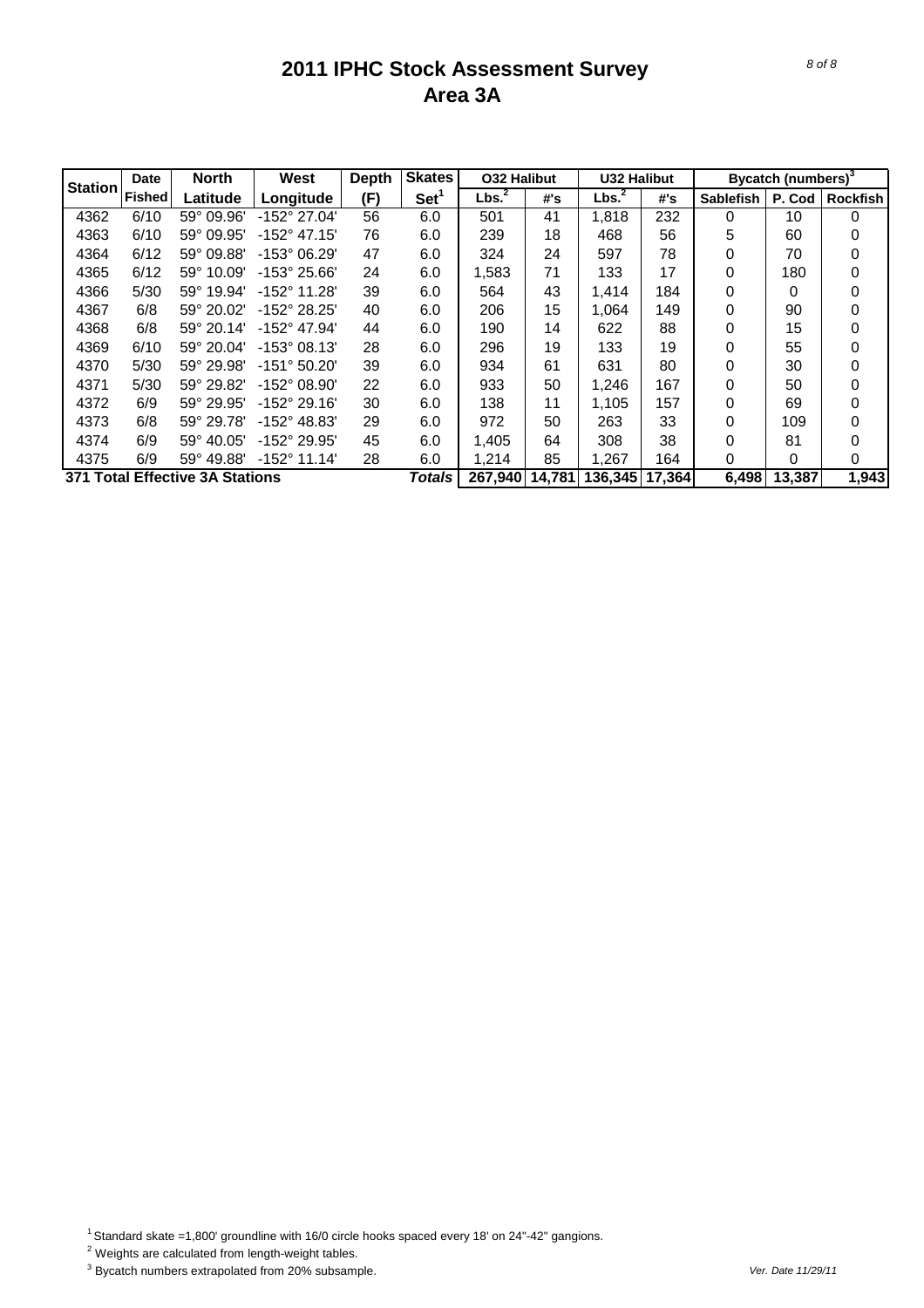# 2011 IPHC Stock Assessment Survey
## Area 3A

| Station | Date Fished | North Latitude | West Longitude | Depth (F) | Skates Set[1] | O32 Halibut | | U32 Halibut | | Bycatch (numbers)[3] | | |
|---|---|---|---|---|---|---|---|---|---|---|---|---|
| | | | | | | Lbs.[2] | #'s | Lbs.[2] | #'s | Sablefish | P. Cod | Rockfish |
| 4362 | 6/10 | 59° 09.96' | -152° 27.04' | 56 | 6.0 | 501 | 41 | 1,818 | 232 | 0 | 10 | 0 |
| 4363 | 6/10 | 59° 09.95' | -152° 47.15' | 76 | 6.0 | 239 | 18 | 468 | 56 | 5 | 60 | 0 |
| 4364 | 6/12 | 59° 09.88' | -153° 06.29' | 47 | 6.0 | 324 | 24 | 597 | 78 | 0 | 70 | 0 |
| 4365 | 6/12 | 59° 10.09' | -153° 25.66' | 24 | 6.0 | 1,583 | 71 | 133 | 17 | 0 | 180 | 0 |
| 4366 | 5/30 | 59° 19.94' | -152° 11.28' | 39 | 6.0 | 564 | 43 | 1,414 | 184 | 0 | 0 | 0 |
| 4367 | 6/8 | 59° 20.02' | -152° 28.25' | 40 | 6.0 | 206 | 15 | 1,064 | 149 | 0 | 90 | 0 |
| 4368 | 6/8 | 59° 20.14' | -152° 47.94' | 44 | 6.0 | 190 | 14 | 622 | 88 | 0 | 15 | 0 |
| 4369 | 6/10 | 59° 20.04' | -153° 08.13' | 28 | 6.0 | 296 | 19 | 133 | 19 | 0 | 55 | 0 |
| 4370 | 5/30 | 59° 29.98' | -151° 50.20' | 39 | 6.0 | 934 | 61 | 631 | 80 | 0 | 30 | 0 |
| 4371 | 5/30 | 59° 29.82' | -152° 08.90' | 22 | 6.0 | 933 | 50 | 1,246 | 167 | 0 | 50 | 0 |
| 4372 | 6/9 | 59° 29.95' | -152° 29.16' | 30 | 6.0 | 138 | 11 | 1,105 | 157 | 0 | 69 | 0 |
| 4373 | 6/8 | 59° 29.78' | -152° 48.83' | 29 | 6.0 | 972 | 50 | 263 | 33 | 0 | 109 | 0 |
| 4374 | 6/9 | 59° 40.05' | -152° 29.95' | 45 | 6.0 | 1,405 | 64 | 308 | 38 | 0 | 81 | 0 |
| 4375 | 6/9 | 59° 49.88' | -152° 11.14' | 28 | 6.0 | 1,214 | 85 | 1,267 | 164 | 0 | 0 | 0 |
| **371 Total Effective 3A Stations** | | | | | ***Totals*** | **267,940** | **14,781** | **136,345** | **17,364** | **6,498** | **13,387** | **1,943** |

[1] Standard skate =1,800' groundline with 16/0 circle hooks spaced every 18' on 24"-42" gangions.

[2] Weights are calculated from length-weight tables.

[3] Bycatch numbers extrapolated from 20% subsample.

*Ver. Date 11/29/11*